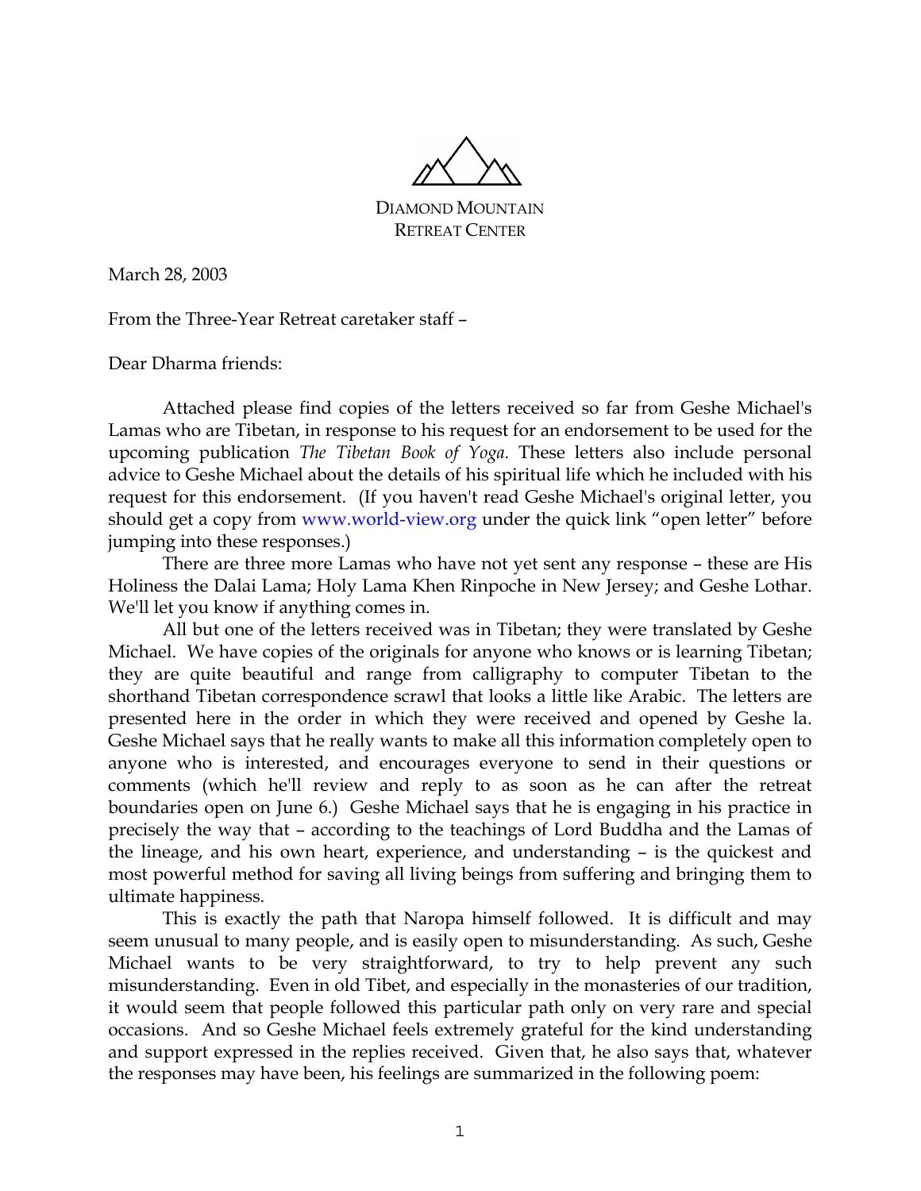DIAMOND MOUNTAIN
RETREAT CENTER

March 28, 2003

From the Three-Year Retreat caretaker staff –

Dear Dharma friends:

Attached please find copies of the letters received so far from Geshe Michael's Lamas who are Tibetan, in response to his request for an endorsement to be used for the upcoming publication *The Tibetan Book of Yoga.* These letters also include personal advice to Geshe Michael about the details of his spiritual life which he included with his request for this endorsement. (If you haven't read Geshe Michael's original letter, you should get a copy from www.world-view.org under the quick link "open letter" before jumping into these responses.)

There are three more Lamas who have not yet sent any response – these are His Holiness the Dalai Lama; Holy Lama Khen Rinpoche in New Jersey; and Geshe Lothar. We'll let you know if anything comes in.

All but one of the letters received was in Tibetan; they were translated by Geshe Michael. We have copies of the originals for anyone who knows or is learning Tibetan; they are quite beautiful and range from calligraphy to computer Tibetan to the shorthand Tibetan correspondence scrawl that looks a little like Arabic. The letters are presented here in the order in which they were received and opened by Geshe la. Geshe Michael says that he really wants to make all this information completely open to anyone who is interested, and encourages everyone to send in their questions or comments (which he'll review and reply to as soon as he can after the retreat boundaries open on June 6.) Geshe Michael says that he is engaging in his practice in precisely the way that – according to the teachings of Lord Buddha and the Lamas of the lineage, and his own heart, experience, and understanding – is the quickest and most powerful method for saving all living beings from suffering and bringing them to ultimate happiness.

This is exactly the path that Naropa himself followed. It is difficult and may seem unusual to many people, and is easily open to misunderstanding. As such, Geshe Michael wants to be very straightforward, to try to help prevent any such misunderstanding. Even in old Tibet, and especially in the monasteries of our tradition, it would seem that people followed this particular path only on very rare and special occasions. And so Geshe Michael feels extremely grateful for the kind understanding and support expressed in the replies received. Given that, he also says that, whatever the responses may have been, his feelings are summarized in the following poem: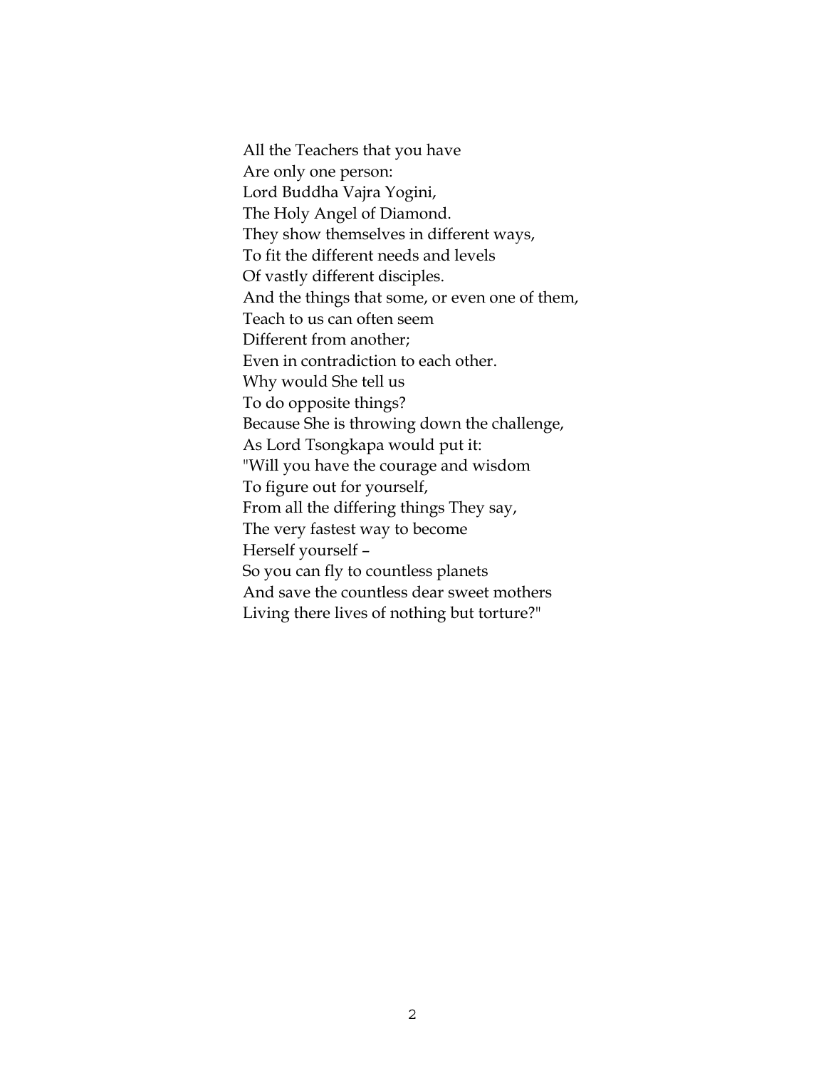All the Teachers that you have  
Are only one person:  
Lord Buddha Vajra Yogini,  
The Holy Angel of Diamond.  
They show themselves in different ways,  
To fit the different needs and levels  
Of vastly different disciples.  
And the things that some, or even one of them,  
Teach to us can often seem  
Different from another;  
Even in contradiction to each other.  
Why would She tell us  
To do opposite things?  
Because She is throwing down the challenge,  
As Lord Tsongkapa would put it:  
"Will you have the courage and wisdom  
To figure out for yourself,  
From all the differing things They say,  
The very fastest way to become  
Herself yourself –  
So you can fly to countless planets  
And save the countless dear sweet mothers  
Living there lives of nothing but torture?"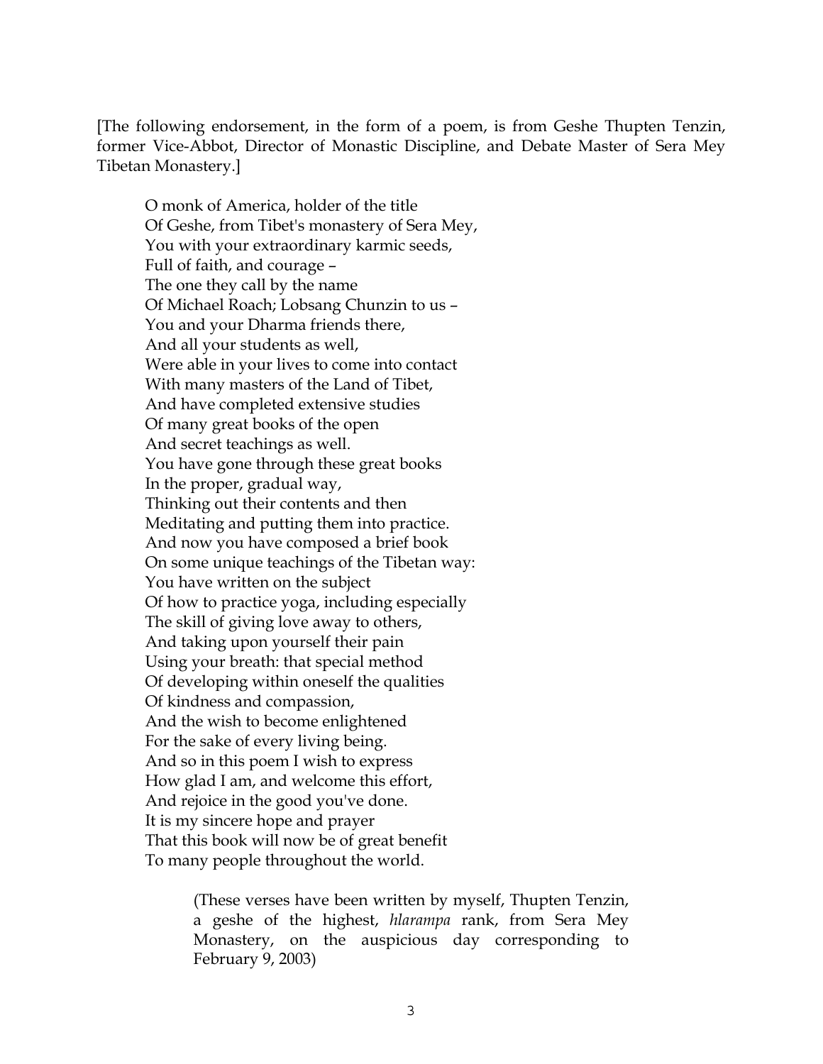[The following endorsement, in the form of a poem, is from Geshe Thupten Tenzin, former Vice-Abbot, Director of Monastic Discipline, and Debate Master of Sera Mey Tibetan Monastery.]

O monk of America, holder of the title  
Of Geshe, from Tibet's monastery of Sera Mey,  
You with your extraordinary karmic seeds,  
Full of faith, and courage –  
The one they call by the name  
Of Michael Roach; Lobsang Chunzin to us –  
You and your Dharma friends there,  
And all your students as well,  
Were able in your lives to come into contact  
With many masters of the Land of Tibet,  
And have completed extensive studies  
Of many great books of the open  
And secret teachings as well.  
You have gone through these great books  
In the proper, gradual way,  
Thinking out their contents and then  
Meditating and putting them into practice.  
And now you have composed a brief book  
On some unique teachings of the Tibetan way:  
You have written on the subject  
Of how to practice yoga, including especially  
The skill of giving love away to others,  
And taking upon yourself their pain  
Using your breath: that special method  
Of developing within oneself the qualities  
Of kindness and compassion,  
And the wish to become enlightened  
For the sake of every living being.  
And so in this poem I wish to express  
How glad I am, and welcome this effort,  
And rejoice in the good you've done.  
It is my sincere hope and prayer  
That this book will now be of great benefit  
To many people throughout the world.

(These verses have been written by myself, Thupten Tenzin, a geshe of the highest, *hlarampa* rank, from Sera Mey Monastery, on the auspicious day corresponding to February 9, 2003)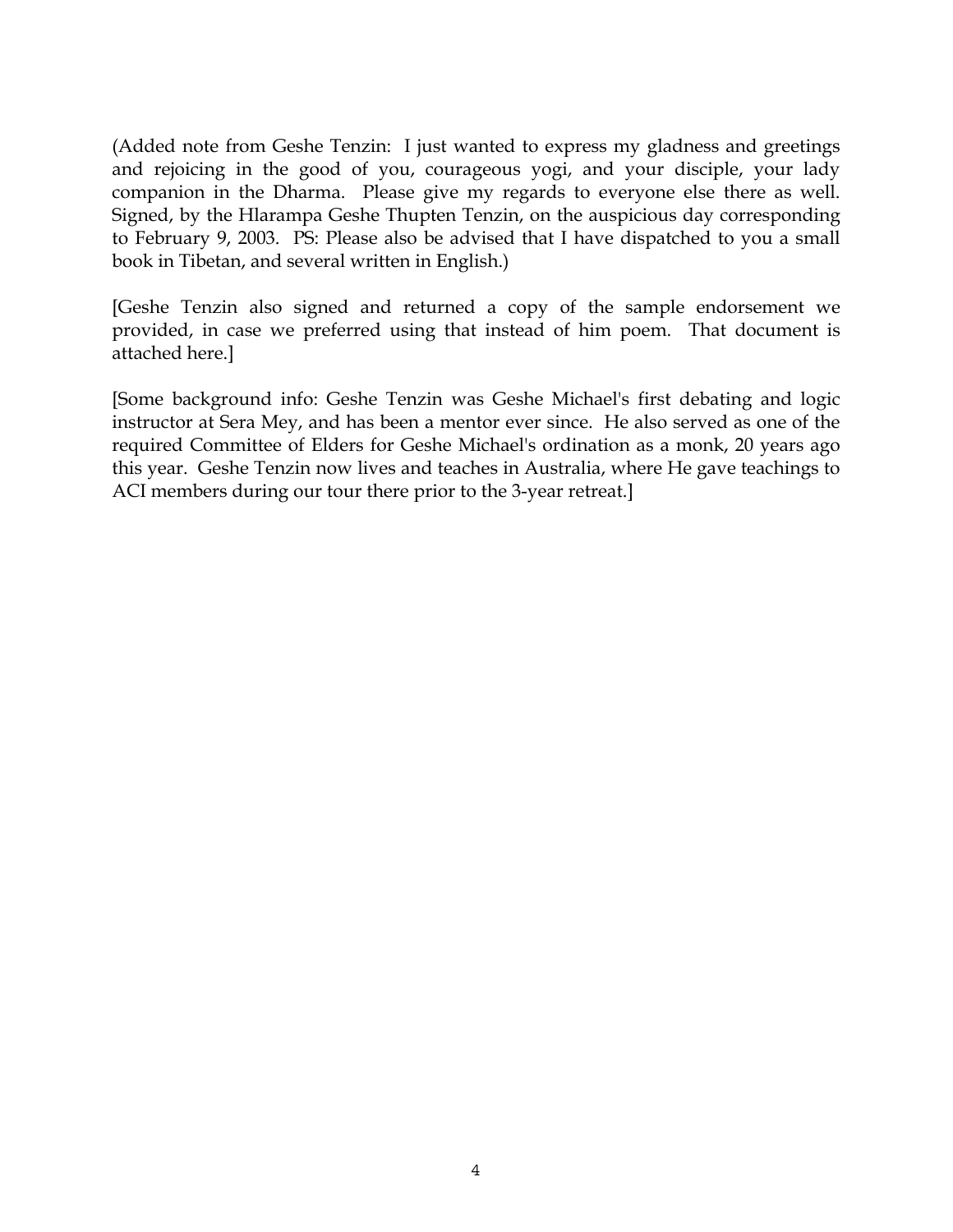(Added note from Geshe Tenzin: I just wanted to express my gladness and greetings and rejoicing in the good of you, courageous yogi, and your disciple, your lady companion in the Dharma. Please give my regards to everyone else there as well. Signed, by the Hlarampa Geshe Thupten Tenzin, on the auspicious day corresponding to February 9, 2003. PS: Please also be advised that I have dispatched to you a small book in Tibetan, and several written in English.)

[Geshe Tenzin also signed and returned a copy of the sample endorsement we provided, in case we preferred using that instead of him poem. That document is attached here.]

[Some background info: Geshe Tenzin was Geshe Michael's first debating and logic instructor at Sera Mey, and has been a mentor ever since. He also served as one of the required Committee of Elders for Geshe Michael's ordination as a monk, 20 years ago this year. Geshe Tenzin now lives and teaches in Australia, where He gave teachings to ACI members during our tour there prior to the 3-year retreat.]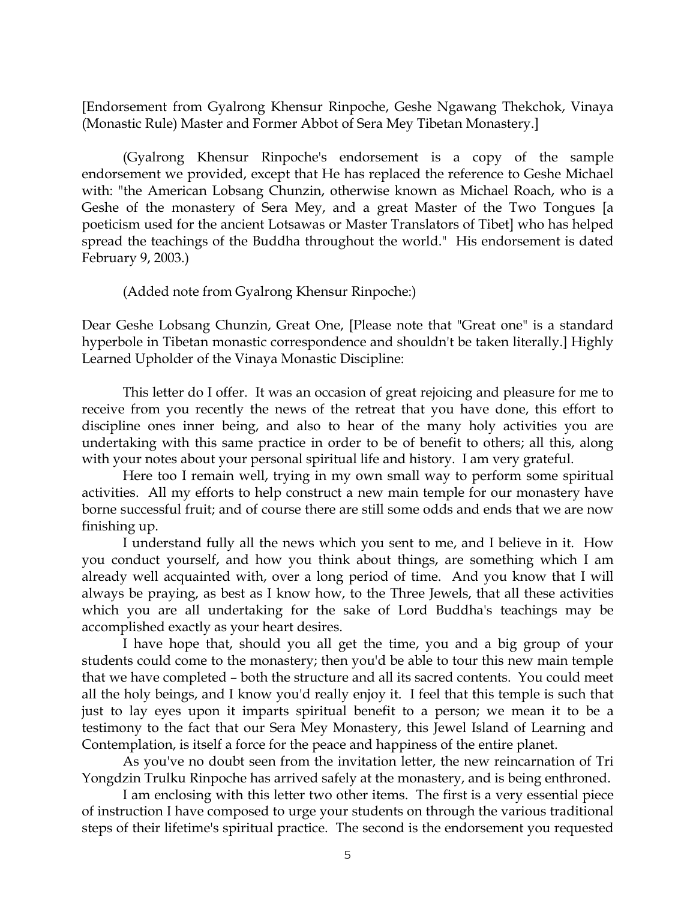[Endorsement from Gyalrong Khensur Rinpoche, Geshe Ngawang Thekchok, Vinaya (Monastic Rule) Master and Former Abbot of Sera Mey Tibetan Monastery.]

(Gyalrong Khensur Rinpoche's endorsement is a copy of the sample endorsement we provided, except that He has replaced the reference to Geshe Michael with: "the American Lobsang Chunzin, otherwise known as Michael Roach, who is a Geshe of the monastery of Sera Mey, and a great Master of the Two Tongues [a poeticism used for the ancient Lotsawas or Master Translators of Tibet] who has helped spread the teachings of the Buddha throughout the world." His endorsement is dated February 9, 2003.)

(Added note from Gyalrong Khensur Rinpoche:)

Dear Geshe Lobsang Chunzin, Great One, [Please note that "Great one" is a standard hyperbole in Tibetan monastic correspondence and shouldn't be taken literally.] Highly Learned Upholder of the Vinaya Monastic Discipline:

This letter do I offer. It was an occasion of great rejoicing and pleasure for me to receive from you recently the news of the retreat that you have done, this effort to discipline ones inner being, and also to hear of the many holy activities you are undertaking with this same practice in order to be of benefit to others; all this, along with your notes about your personal spiritual life and history. I am very grateful.

Here too I remain well, trying in my own small way to perform some spiritual activities. All my efforts to help construct a new main temple for our monastery have borne successful fruit; and of course there are still some odds and ends that we are now finishing up.

I understand fully all the news which you sent to me, and I believe in it. How you conduct yourself, and how you think about things, are something which I am already well acquainted with, over a long period of time. And you know that I will always be praying, as best as I know how, to the Three Jewels, that all these activities which you are all undertaking for the sake of Lord Buddha's teachings may be accomplished exactly as your heart desires.

I have hope that, should you all get the time, you and a big group of your students could come to the monastery; then you'd be able to tour this new main temple that we have completed – both the structure and all its sacred contents. You could meet all the holy beings, and I know you'd really enjoy it. I feel that this temple is such that just to lay eyes upon it imparts spiritual benefit to a person; we mean it to be a testimony to the fact that our Sera Mey Monastery, this Jewel Island of Learning and Contemplation, is itself a force for the peace and happiness of the entire planet.

As you've no doubt seen from the invitation letter, the new reincarnation of Tri Yongdzin Trulku Rinpoche has arrived safely at the monastery, and is being enthroned.

I am enclosing with this letter two other items. The first is a very essential piece of instruction I have composed to urge your students on through the various traditional steps of their lifetime's spiritual practice. The second is the endorsement you requested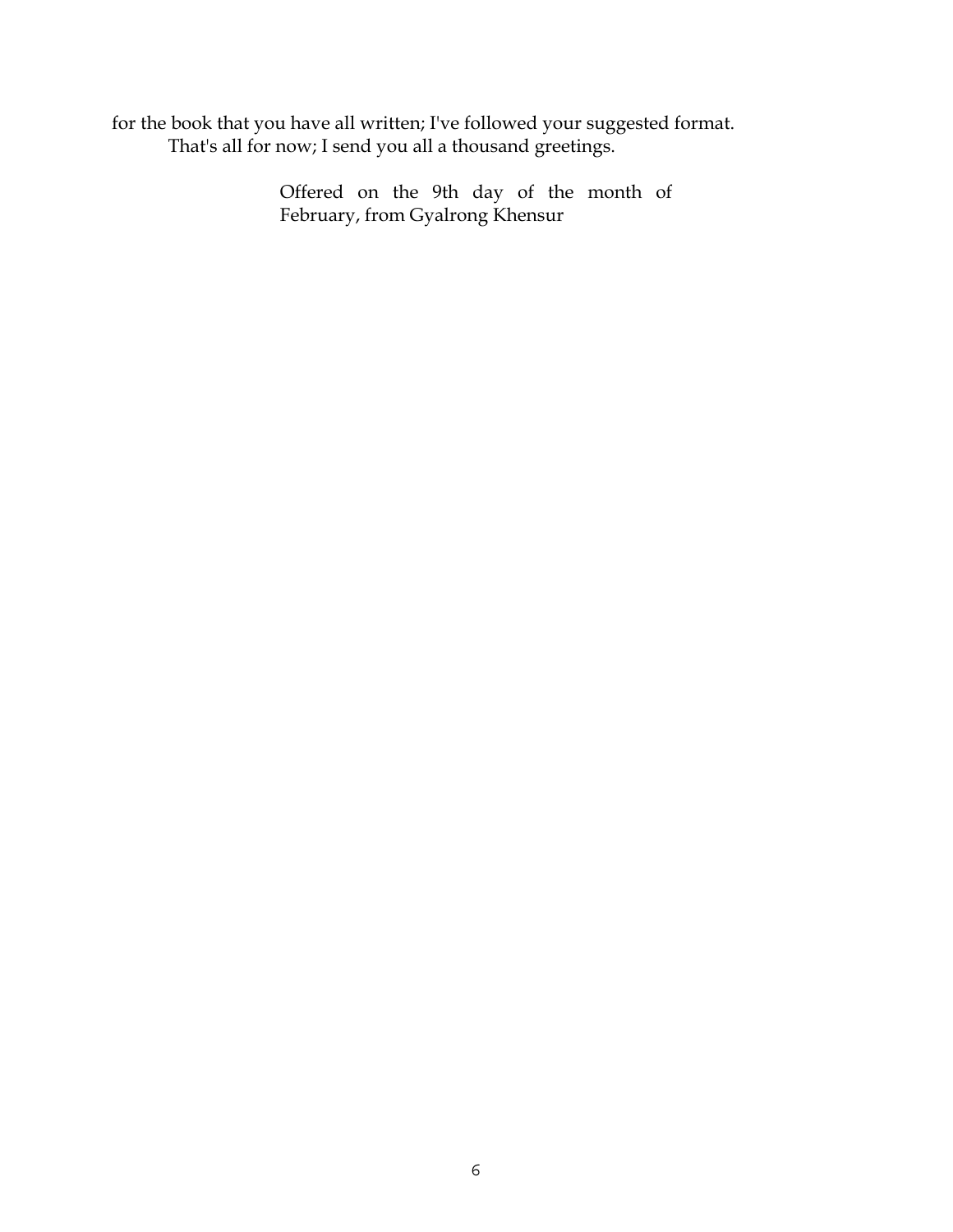for the book that you have all written; I've followed your suggested format.

That's all for now; I send you all a thousand greetings.

Offered on the 9th day of the month of February, from Gyalrong Khensur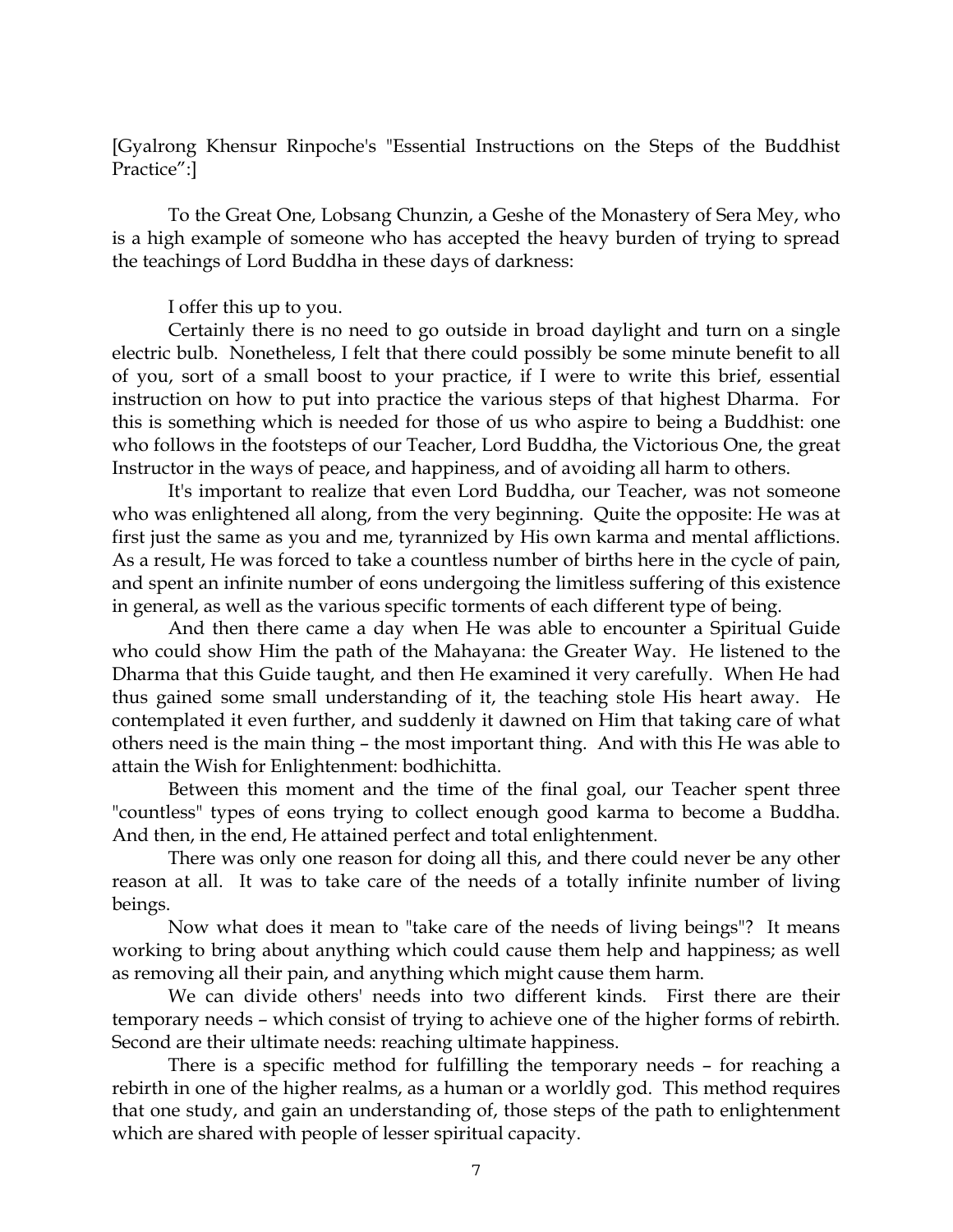[Gyalrong Khensur Rinpoche's "Essential Instructions on the Steps of the Buddhist Practice":]

To the Great One, Lobsang Chunzin, a Geshe of the Monastery of Sera Mey, who is a high example of someone who has accepted the heavy burden of trying to spread the teachings of Lord Buddha in these days of darkness:

I offer this up to you.

Certainly there is no need to go outside in broad daylight and turn on a single electric bulb. Nonetheless, I felt that there could possibly be some minute benefit to all of you, sort of a small boost to your practice, if I were to write this brief, essential instruction on how to put into practice the various steps of that highest Dharma. For this is something which is needed for those of us who aspire to being a Buddhist: one who follows in the footsteps of our Teacher, Lord Buddha, the Victorious One, the great Instructor in the ways of peace, and happiness, and of avoiding all harm to others.

It's important to realize that even Lord Buddha, our Teacher, was not someone who was enlightened all along, from the very beginning. Quite the opposite: He was at first just the same as you and me, tyrannized by His own karma and mental afflictions. As a result, He was forced to take a countless number of births here in the cycle of pain, and spent an infinite number of eons undergoing the limitless suffering of this existence in general, as well as the various specific torments of each different type of being.

And then there came a day when He was able to encounter a Spiritual Guide who could show Him the path of the Mahayana: the Greater Way. He listened to the Dharma that this Guide taught, and then He examined it very carefully. When He had thus gained some small understanding of it, the teaching stole His heart away. He contemplated it even further, and suddenly it dawned on Him that taking care of what others need is the main thing – the most important thing. And with this He was able to attain the Wish for Enlightenment: bodhichitta.

Between this moment and the time of the final goal, our Teacher spent three "countless" types of eons trying to collect enough good karma to become a Buddha. And then, in the end, He attained perfect and total enlightenment.

There was only one reason for doing all this, and there could never be any other reason at all. It was to take care of the needs of a totally infinite number of living beings.

Now what does it mean to "take care of the needs of living beings"? It means working to bring about anything which could cause them help and happiness; as well as removing all their pain, and anything which might cause them harm.

We can divide others' needs into two different kinds. First there are their temporary needs – which consist of trying to achieve one of the higher forms of rebirth. Second are their ultimate needs: reaching ultimate happiness.

There is a specific method for fulfilling the temporary needs – for reaching a rebirth in one of the higher realms, as a human or a worldly god. This method requires that one study, and gain an understanding of, those steps of the path to enlightenment which are shared with people of lesser spiritual capacity.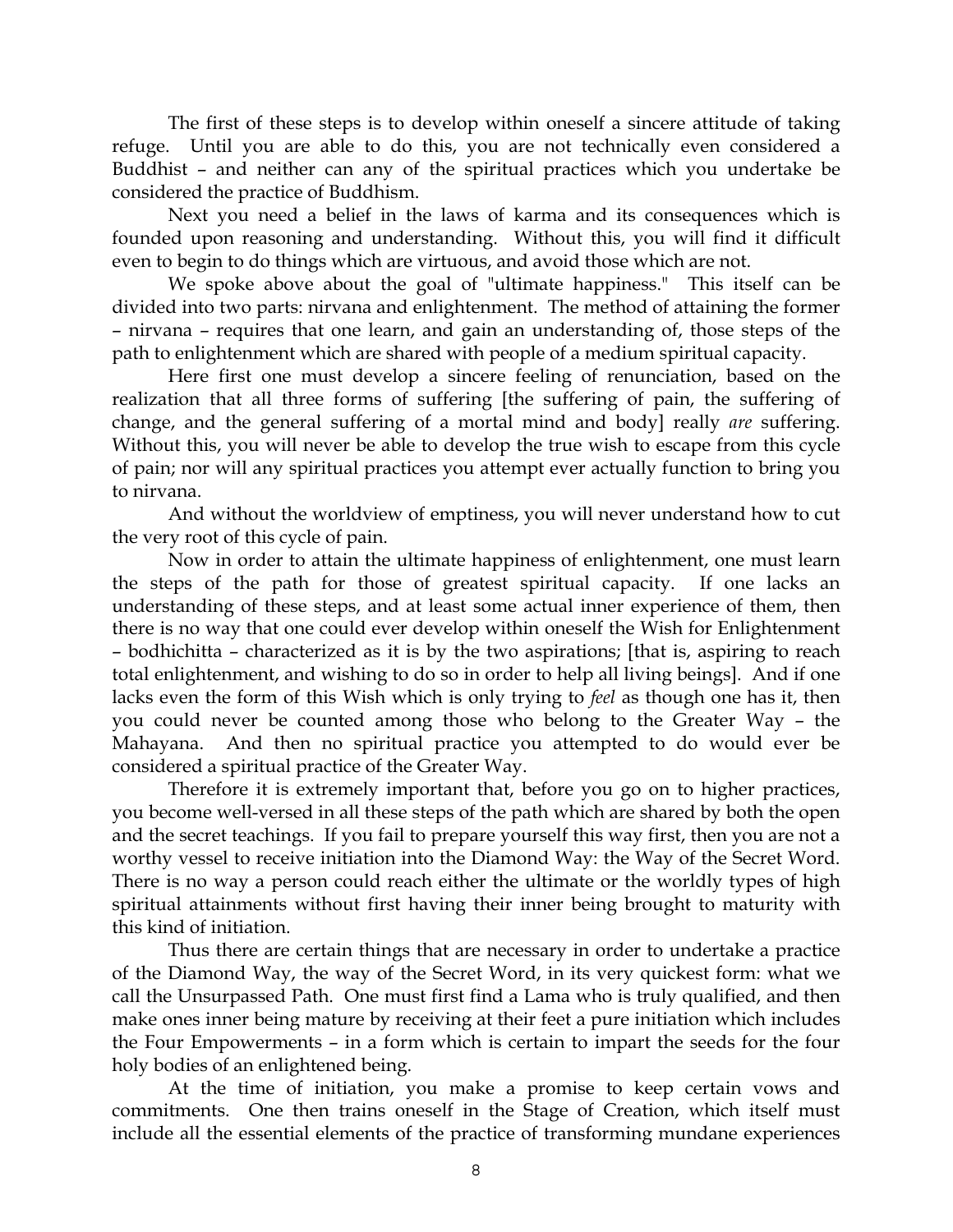The first of these steps is to develop within oneself a sincere attitude of taking refuge. Until you are able to do this, you are not technically even considered a Buddhist – and neither can any of the spiritual practices which you undertake be considered the practice of Buddhism.

Next you need a belief in the laws of karma and its consequences which is founded upon reasoning and understanding. Without this, you will find it difficult even to begin to do things which are virtuous, and avoid those which are not.

We spoke above about the goal of "ultimate happiness." This itself can be divided into two parts: nirvana and enlightenment. The method of attaining the former – nirvana – requires that one learn, and gain an understanding of, those steps of the path to enlightenment which are shared with people of a medium spiritual capacity.

Here first one must develop a sincere feeling of renunciation, based on the realization that all three forms of suffering [the suffering of pain, the suffering of change, and the general suffering of a mortal mind and body] really *are* suffering. Without this, you will never be able to develop the true wish to escape from this cycle of pain; nor will any spiritual practices you attempt ever actually function to bring you to nirvana.

And without the worldview of emptiness, you will never understand how to cut the very root of this cycle of pain.

Now in order to attain the ultimate happiness of enlightenment, one must learn the steps of the path for those of greatest spiritual capacity. If one lacks an understanding of these steps, and at least some actual inner experience of them, then there is no way that one could ever develop within oneself the Wish for Enlightenment – bodhichitta – characterized as it is by the two aspirations; [that is, aspiring to reach total enlightenment, and wishing to do so in order to help all living beings]. And if one lacks even the form of this Wish which is only trying to *feel* as though one has it, then you could never be counted among those who belong to the Greater Way – the Mahayana. And then no spiritual practice you attempted to do would ever be considered a spiritual practice of the Greater Way.

Therefore it is extremely important that, before you go on to higher practices, you become well-versed in all these steps of the path which are shared by both the open and the secret teachings. If you fail to prepare yourself this way first, then you are not a worthy vessel to receive initiation into the Diamond Way: the Way of the Secret Word. There is no way a person could reach either the ultimate or the worldly types of high spiritual attainments without first having their inner being brought to maturity with this kind of initiation.

Thus there are certain things that are necessary in order to undertake a practice of the Diamond Way, the way of the Secret Word, in its very quickest form: what we call the Unsurpassed Path. One must first find a Lama who is truly qualified, and then make ones inner being mature by receiving at their feet a pure initiation which includes the Four Empowerments – in a form which is certain to impart the seeds for the four holy bodies of an enlightened being.

At the time of initiation, you make a promise to keep certain vows and commitments. One then trains oneself in the Stage of Creation, which itself must include all the essential elements of the practice of transforming mundane experiences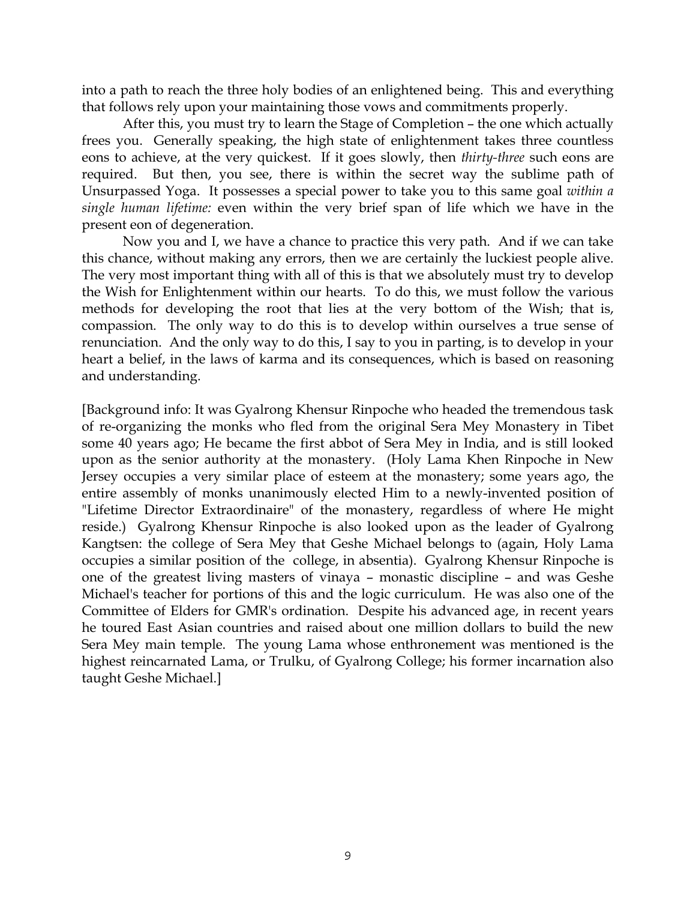into a path to reach the three holy bodies of an enlightened being. This and everything that follows rely upon your maintaining those vows and commitments properly.

After this, you must try to learn the Stage of Completion – the one which actually frees you. Generally speaking, the high state of enlightenment takes three countless eons to achieve, at the very quickest. If it goes slowly, then *thirty-three* such eons are required. But then, you see, there is within the secret way the sublime path of Unsurpassed Yoga. It possesses a special power to take you to this same goal *within a single human lifetime:* even within the very brief span of life which we have in the present eon of degeneration.

Now you and I, we have a chance to practice this very path. And if we can take this chance, without making any errors, then we are certainly the luckiest people alive. The very most important thing with all of this is that we absolutely must try to develop the Wish for Enlightenment within our hearts. To do this, we must follow the various methods for developing the root that lies at the very bottom of the Wish; that is, compassion. The only way to do this is to develop within ourselves a true sense of renunciation. And the only way to do this, I say to you in parting, is to develop in your heart a belief, in the laws of karma and its consequences, which is based on reasoning and understanding.

[Background info: It was Gyalrong Khensur Rinpoche who headed the tremendous task of re-organizing the monks who fled from the original Sera Mey Monastery in Tibet some 40 years ago; He became the first abbot of Sera Mey in India, and is still looked upon as the senior authority at the monastery. (Holy Lama Khen Rinpoche in New Jersey occupies a very similar place of esteem at the monastery; some years ago, the entire assembly of monks unanimously elected Him to a newly-invented position of "Lifetime Director Extraordinaire" of the monastery, regardless of where He might reside.) Gyalrong Khensur Rinpoche is also looked upon as the leader of Gyalrong Kangtsen: the college of Sera Mey that Geshe Michael belongs to (again, Holy Lama occupies a similar position of the college, in absentia). Gyalrong Khensur Rinpoche is one of the greatest living masters of vinaya – monastic discipline – and was Geshe Michael's teacher for portions of this and the logic curriculum. He was also one of the Committee of Elders for GMR's ordination. Despite his advanced age, in recent years he toured East Asian countries and raised about one million dollars to build the new Sera Mey main temple. The young Lama whose enthronement was mentioned is the highest reincarnated Lama, or Trulku, of Gyalrong College; his former incarnation also taught Geshe Michael.]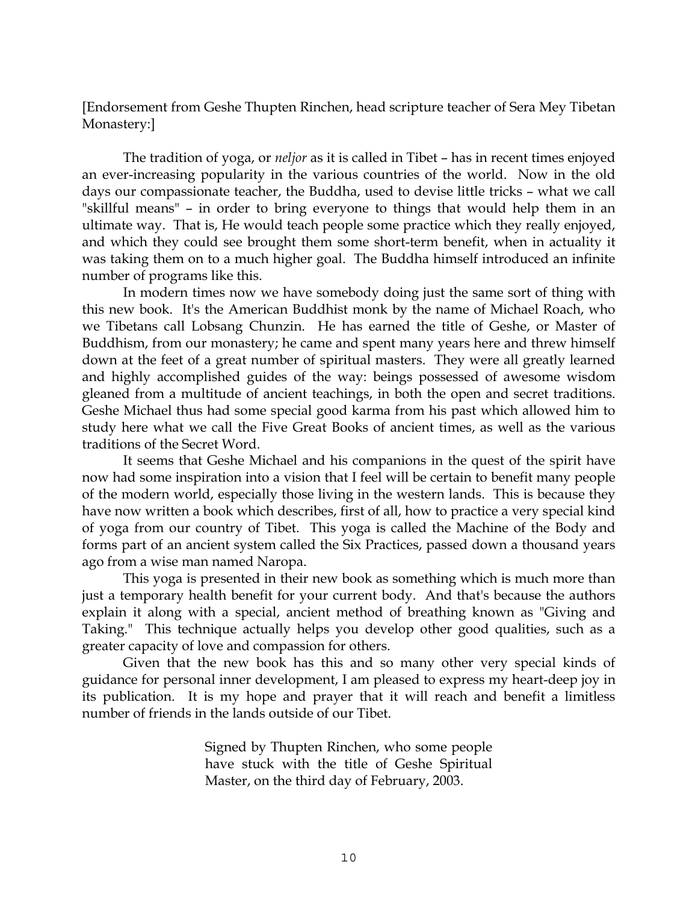[Endorsement from Geshe Thupten Rinchen, head scripture teacher of Sera Mey Tibetan Monastery:]

The tradition of yoga, or *neljor* as it is called in Tibet – has in recent times enjoyed an ever-increasing popularity in the various countries of the world. Now in the old days our compassionate teacher, the Buddha, used to devise little tricks – what we call "skillful means" – in order to bring everyone to things that would help them in an ultimate way. That is, He would teach people some practice which they really enjoyed, and which they could see brought them some short-term benefit, when in actuality it was taking them on to a much higher goal. The Buddha himself introduced an infinite number of programs like this.

In modern times now we have somebody doing just the same sort of thing with this new book. It's the American Buddhist monk by the name of Michael Roach, who we Tibetans call Lobsang Chunzin. He has earned the title of Geshe, or Master of Buddhism, from our monastery; he came and spent many years here and threw himself down at the feet of a great number of spiritual masters. They were all greatly learned and highly accomplished guides of the way: beings possessed of awesome wisdom gleaned from a multitude of ancient teachings, in both the open and secret traditions. Geshe Michael thus had some special good karma from his past which allowed him to study here what we call the Five Great Books of ancient times, as well as the various traditions of the Secret Word.

It seems that Geshe Michael and his companions in the quest of the spirit have now had some inspiration into a vision that I feel will be certain to benefit many people of the modern world, especially those living in the western lands. This is because they have now written a book which describes, first of all, how to practice a very special kind of yoga from our country of Tibet. This yoga is called the Machine of the Body and forms part of an ancient system called the Six Practices, passed down a thousand years ago from a wise man named Naropa.

This yoga is presented in their new book as something which is much more than just a temporary health benefit for your current body. And that's because the authors explain it along with a special, ancient method of breathing known as "Giving and Taking." This technique actually helps you develop other good qualities, such as a greater capacity of love and compassion for others.

Given that the new book has this and so many other very special kinds of guidance for personal inner development, I am pleased to express my heart-deep joy in its publication. It is my hope and prayer that it will reach and benefit a limitless number of friends in the lands outside of our Tibet.

Signed by Thupten Rinchen, who some people have stuck with the title of Geshe Spiritual Master, on the third day of February, 2003.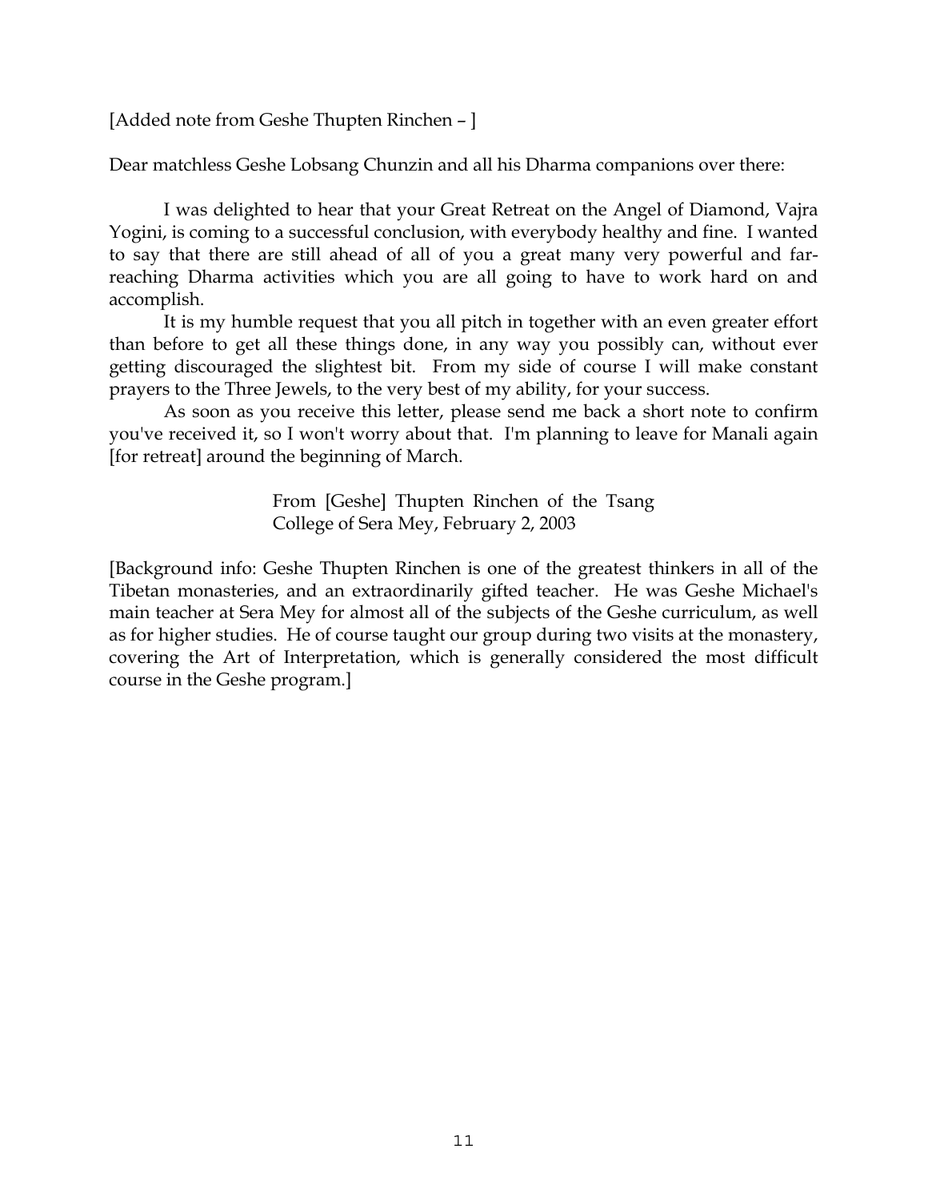[Added note from Geshe Thupten Rinchen – ]

Dear matchless Geshe Lobsang Chunzin and all his Dharma companions over there:

I was delighted to hear that your Great Retreat on the Angel of Diamond, Vajra Yogini, is coming to a successful conclusion, with everybody healthy and fine. I wanted to say that there are still ahead of all of you a great many very powerful and far-reaching Dharma activities which you are all going to have to work hard on and accomplish.

It is my humble request that you all pitch in together with an even greater effort than before to get all these things done, in any way you possibly can, without ever getting discouraged the slightest bit. From my side of course I will make constant prayers to the Three Jewels, to the very best of my ability, for your success.

As soon as you receive this letter, please send me back a short note to confirm you've received it, so I won't worry about that. I'm planning to leave for Manali again [for retreat] around the beginning of March.

From [Geshe] Thupten Rinchen of the Tsang
College of Sera Mey, February 2, 2003

[Background info: Geshe Thupten Rinchen is one of the greatest thinkers in all of the Tibetan monasteries, and an extraordinarily gifted teacher. He was Geshe Michael's main teacher at Sera Mey for almost all of the subjects of the Geshe curriculum, as well as for higher studies. He of course taught our group during two visits at the monastery, covering the Art of Interpretation, which is generally considered the most difficult course in the Geshe program.]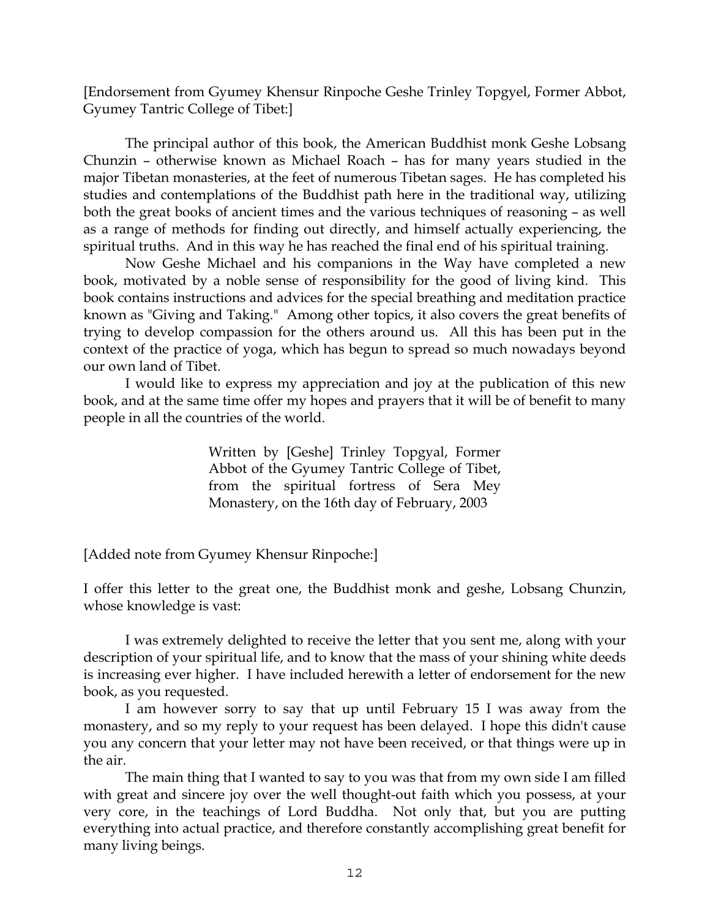[Endorsement from Gyumey Khensur Rinpoche Geshe Trinley Topgyel, Former Abbot, Gyumey Tantric College of Tibet:]

The principal author of this book, the American Buddhist monk Geshe Lobsang Chunzin – otherwise known as Michael Roach – has for many years studied in the major Tibetan monasteries, at the feet of numerous Tibetan sages. He has completed his studies and contemplations of the Buddhist path here in the traditional way, utilizing both the great books of ancient times and the various techniques of reasoning – as well as a range of methods for finding out directly, and himself actually experiencing, the spiritual truths. And in this way he has reached the final end of his spiritual training.

Now Geshe Michael and his companions in the Way have completed a new book, motivated by a noble sense of responsibility for the good of living kind. This book contains instructions and advices for the special breathing and meditation practice known as "Giving and Taking." Among other topics, it also covers the great benefits of trying to develop compassion for the others around us. All this has been put in the context of the practice of yoga, which has begun to spread so much nowadays beyond our own land of Tibet.

I would like to express my appreciation and joy at the publication of this new book, and at the same time offer my hopes and prayers that it will be of benefit to many people in all the countries of the world.

> Written by [Geshe] Trinley Topgyal, Former Abbot of the Gyumey Tantric College of Tibet, from the spiritual fortress of Sera Mey Monastery, on the 16th day of February, 2003

[Added note from Gyumey Khensur Rinpoche:]

I offer this letter to the great one, the Buddhist monk and geshe, Lobsang Chunzin, whose knowledge is vast:

I was extremely delighted to receive the letter that you sent me, along with your description of your spiritual life, and to know that the mass of your shining white deeds is increasing ever higher. I have included herewith a letter of endorsement for the new book, as you requested.

I am however sorry to say that up until February 15 I was away from the monastery, and so my reply to your request has been delayed. I hope this didn't cause you any concern that your letter may not have been received, or that things were up in the air.

The main thing that I wanted to say to you was that from my own side I am filled with great and sincere joy over the well thought-out faith which you possess, at your very core, in the teachings of Lord Buddha. Not only that, but you are putting everything into actual practice, and therefore constantly accomplishing great benefit for many living beings.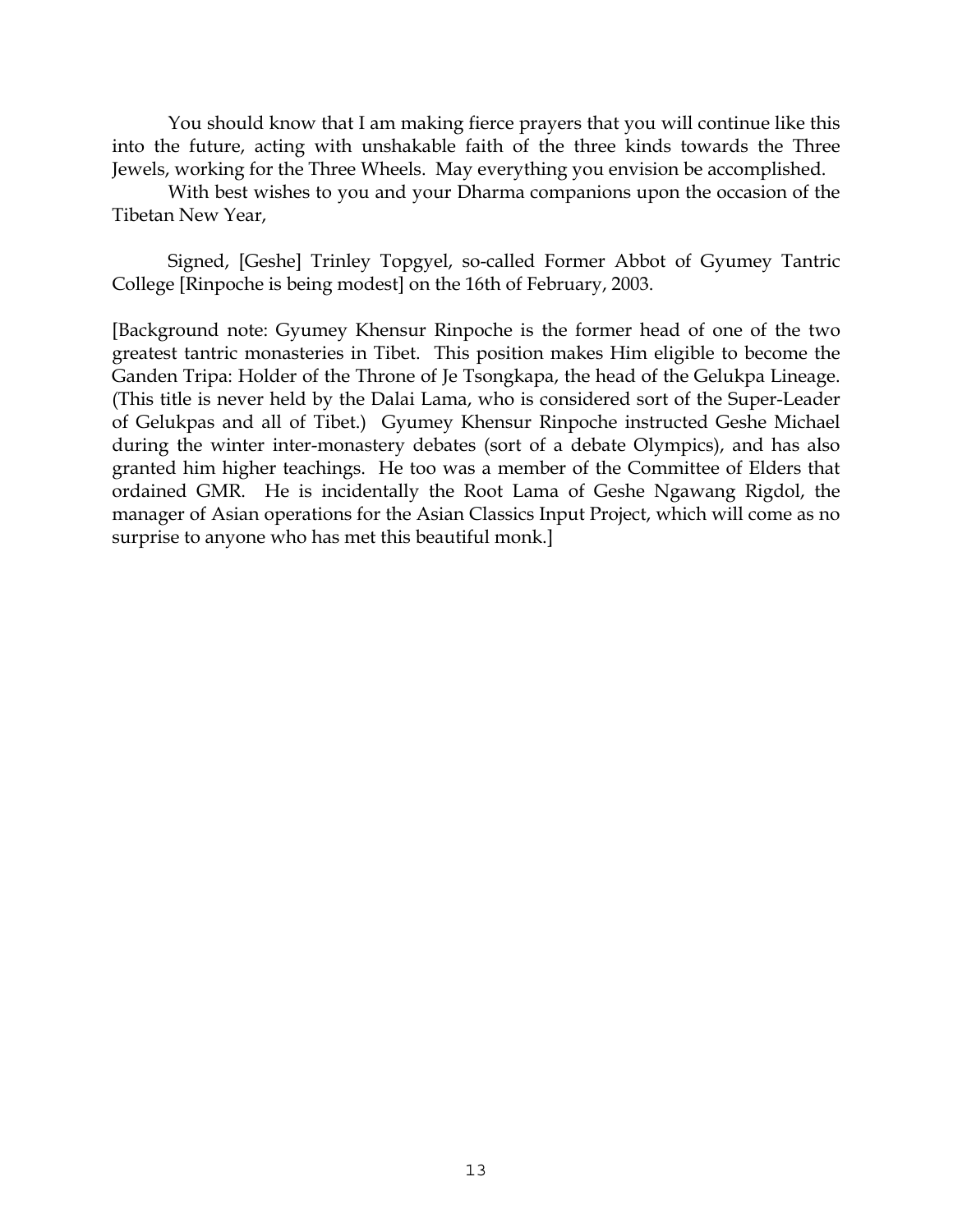You should know that I am making fierce prayers that you will continue like this into the future, acting with unshakable faith of the three kinds towards the Three Jewels, working for the Three Wheels. May everything you envision be accomplished.

With best wishes to you and your Dharma companions upon the occasion of the Tibetan New Year,

Signed, [Geshe] Trinley Topgyel, so-called Former Abbot of Gyumey Tantric College [Rinpoche is being modest] on the 16th of February, 2003.

[Background note: Gyumey Khensur Rinpoche is the former head of one of the two greatest tantric monasteries in Tibet. This position makes Him eligible to become the Ganden Tripa: Holder of the Throne of Je Tsongkapa, the head of the Gelukpa Lineage. (This title is never held by the Dalai Lama, who is considered sort of the Super-Leader of Gelukpas and all of Tibet.) Gyumey Khensur Rinpoche instructed Geshe Michael during the winter inter-monastery debates (sort of a debate Olympics), and has also granted him higher teachings. He too was a member of the Committee of Elders that ordained GMR. He is incidentally the Root Lama of Geshe Ngawang Rigdol, the manager of Asian operations for the Asian Classics Input Project, which will come as no surprise to anyone who has met this beautiful monk.]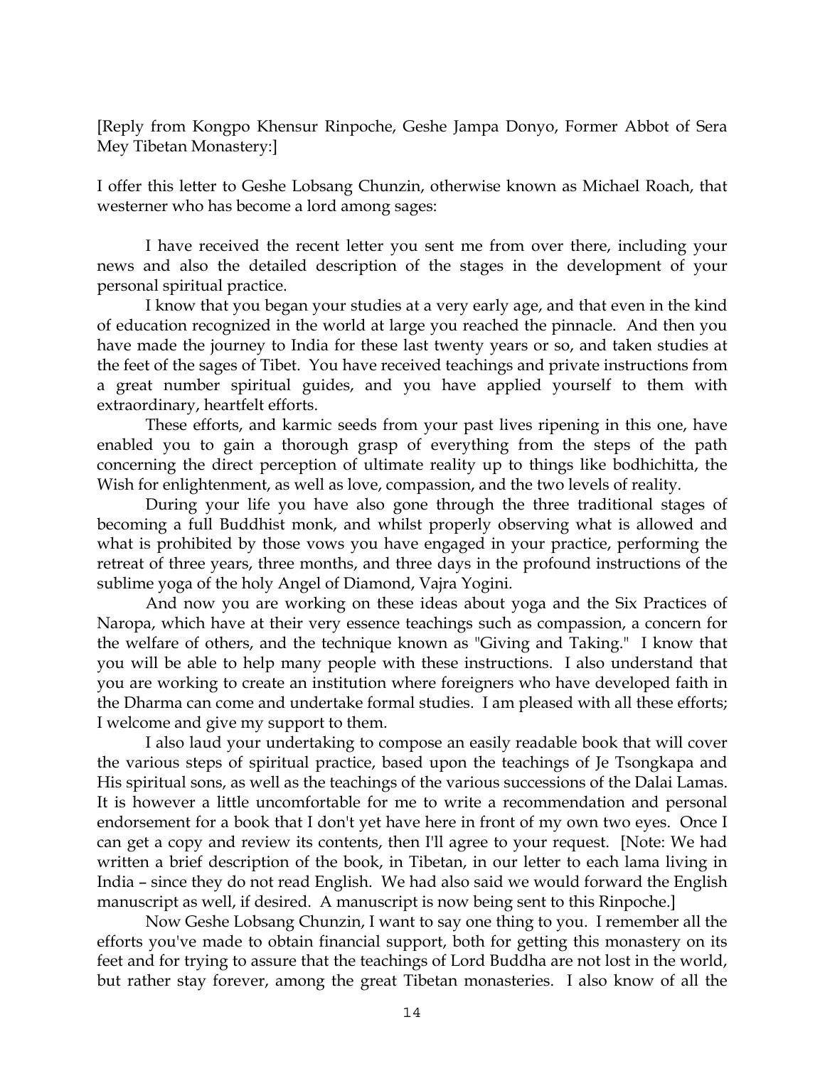[Reply from Kongpo Khensur Rinpoche, Geshe Jampa Donyo, Former Abbot of Sera Mey Tibetan Monastery:]

I offer this letter to Geshe Lobsang Chunzin, otherwise known as Michael Roach, that westerner who has become a lord among sages:

I have received the recent letter you sent me from over there, including your news and also the detailed description of the stages in the development of your personal spiritual practice.

I know that you began your studies at a very early age, and that even in the kind of education recognized in the world at large you reached the pinnacle. And then you have made the journey to India for these last twenty years or so, and taken studies at the feet of the sages of Tibet. You have received teachings and private instructions from a great number spiritual guides, and you have applied yourself to them with extraordinary, heartfelt efforts.

These efforts, and karmic seeds from your past lives ripening in this one, have enabled you to gain a thorough grasp of everything from the steps of the path concerning the direct perception of ultimate reality up to things like bodhichitta, the Wish for enlightenment, as well as love, compassion, and the two levels of reality.

During your life you have also gone through the three traditional stages of becoming a full Buddhist monk, and whilst properly observing what is allowed and what is prohibited by those vows you have engaged in your practice, performing the retreat of three years, three months, and three days in the profound instructions of the sublime yoga of the holy Angel of Diamond, Vajra Yogini.

And now you are working on these ideas about yoga and the Six Practices of Naropa, which have at their very essence teachings such as compassion, a concern for the welfare of others, and the technique known as "Giving and Taking." I know that you will be able to help many people with these instructions. I also understand that you are working to create an institution where foreigners who have developed faith in the Dharma can come and undertake formal studies. I am pleased with all these efforts; I welcome and give my support to them.

I also laud your undertaking to compose an easily readable book that will cover the various steps of spiritual practice, based upon the teachings of Je Tsongkapa and His spiritual sons, as well as the teachings of the various successions of the Dalai Lamas. It is however a little uncomfortable for me to write a recommendation and personal endorsement for a book that I don't yet have here in front of my own two eyes. Once I can get a copy and review its contents, then I'll agree to your request. [Note: We had written a brief description of the book, in Tibetan, in our letter to each lama living in India – since they do not read English. We had also said we would forward the English manuscript as well, if desired. A manuscript is now being sent to this Rinpoche.]

Now Geshe Lobsang Chunzin, I want to say one thing to you. I remember all the efforts you've made to obtain financial support, both for getting this monastery on its feet and for trying to assure that the teachings of Lord Buddha are not lost in the world, but rather stay forever, among the great Tibetan monasteries. I also know of all the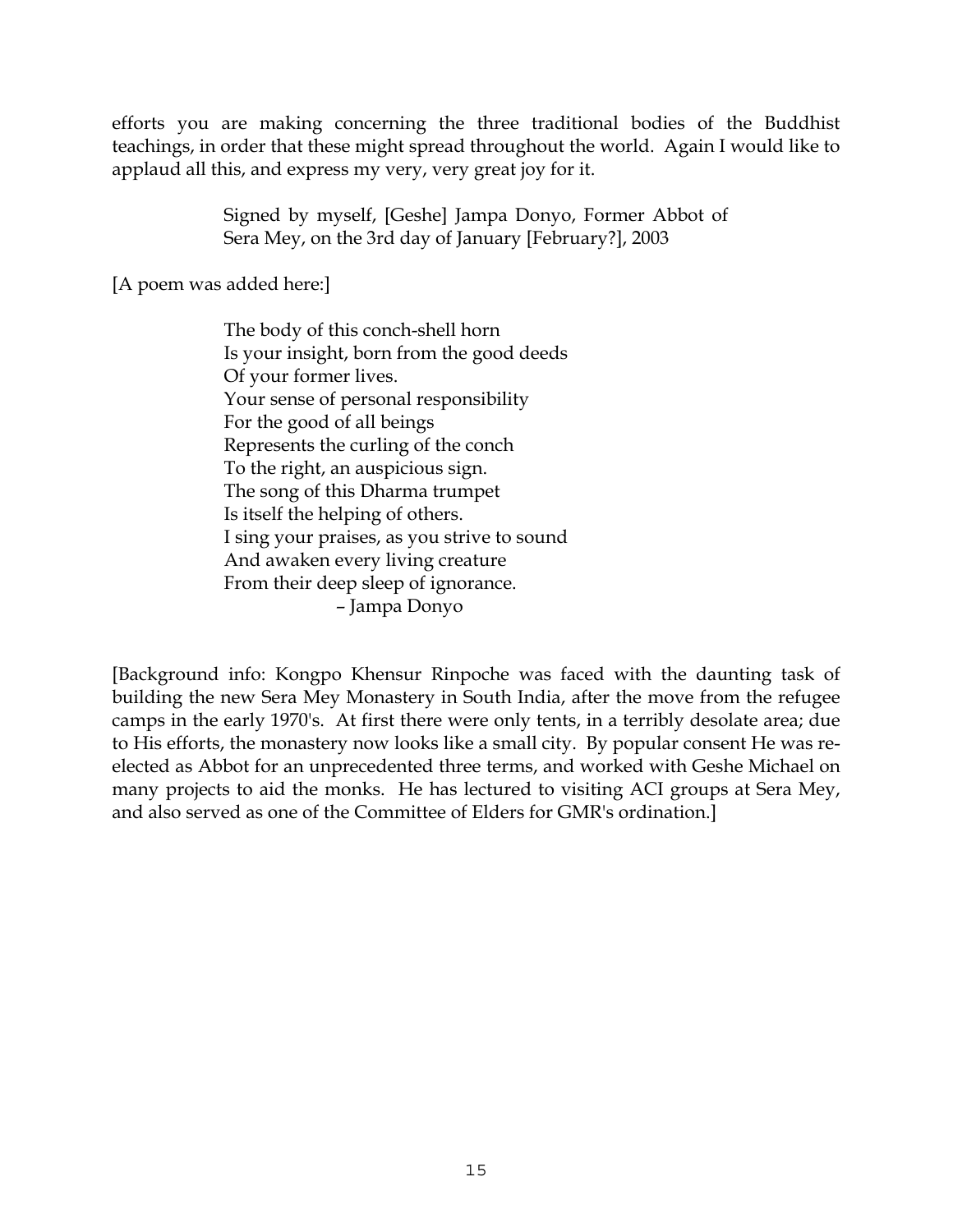efforts you are making concerning the three traditional bodies of the Buddhist teachings, in order that these might spread throughout the world. Again I would like to applaud all this, and express my very, very great joy for it.

> Signed by myself, [Geshe] Jampa Donyo, Former Abbot of Sera Mey, on the 3rd day of January [February?], 2003

[A poem was added here:]

> The body of this conch-shell horn  
> Is your insight, born from the good deeds  
> Of your former lives.  
> Your sense of personal responsibility  
> For the good of all beings  
> Represents the curling of the conch  
> To the right, an auspicious sign.  
> The song of this Dharma trumpet  
> Is itself the helping of others.  
> I sing your praises, as you strive to sound  
> And awaken every living creature  
> From their deep sleep of ignorance.  
> – Jampa Donyo

[Background info: Kongpo Khensur Rinpoche was faced with the daunting task of building the new Sera Mey Monastery in South India, after the move from the refugee camps in the early 1970's. At first there were only tents, in a terribly desolate area; due to His efforts, the monastery now looks like a small city. By popular consent He was re-elected as Abbot for an unprecedented three terms, and worked with Geshe Michael on many projects to aid the monks. He has lectured to visiting ACI groups at Sera Mey, and also served as one of the Committee of Elders for GMR's ordination.]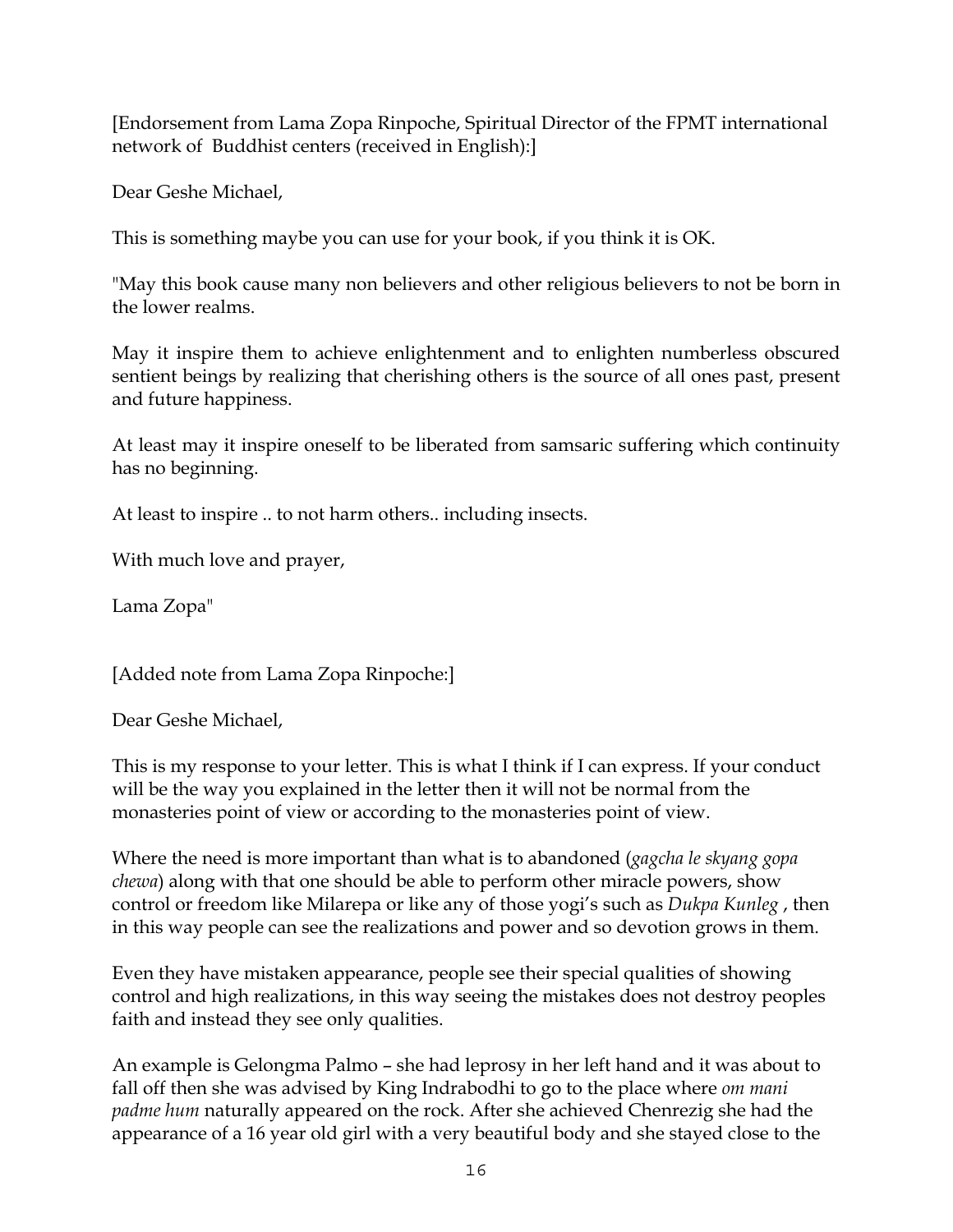[Endorsement from Lama Zopa Rinpoche, Spiritual Director of the FPMT international network of Buddhist centers (received in English):]

Dear Geshe Michael,

This is something maybe you can use for your book, if you think it is OK.

"May this book cause many non believers and other religious believers to not be born in the lower realms.

May it inspire them to achieve enlightenment and to enlighten numberless obscured sentient beings by realizing that cherishing others is the source of all ones past, present and future happiness.

At least may it inspire oneself to be liberated from samsaric suffering which continuity has no beginning.

At least to inspire .. to not harm others.. including insects.

With much love and prayer,

Lama Zopa"

[Added note from Lama Zopa Rinpoche:]

Dear Geshe Michael,

This is my response to your letter. This is what I think if I can express. If your conduct will be the way you explained in the letter then it will not be normal from the monasteries point of view or according to the monasteries point of view.

Where the need is more important than what is to abandoned (*gagcha le skyang gopa chewa*) along with that one should be able to perform other miracle powers, show control or freedom like Milarepa or like any of those yogi's such as *Dukpa Kunleg* , then in this way people can see the realizations and power and so devotion grows in them.

Even they have mistaken appearance, people see their special qualities of showing control and high realizations, in this way seeing the mistakes does not destroy peoples faith and instead they see only qualities.

An example is Gelongma Palmo – she had leprosy in her left hand and it was about to fall off then she was advised by King Indrabodhi to go to the place where *om mani padme hum* naturally appeared on the rock. After she achieved Chenrezig she had the appearance of a 16 year old girl with a very beautiful body and she stayed close to the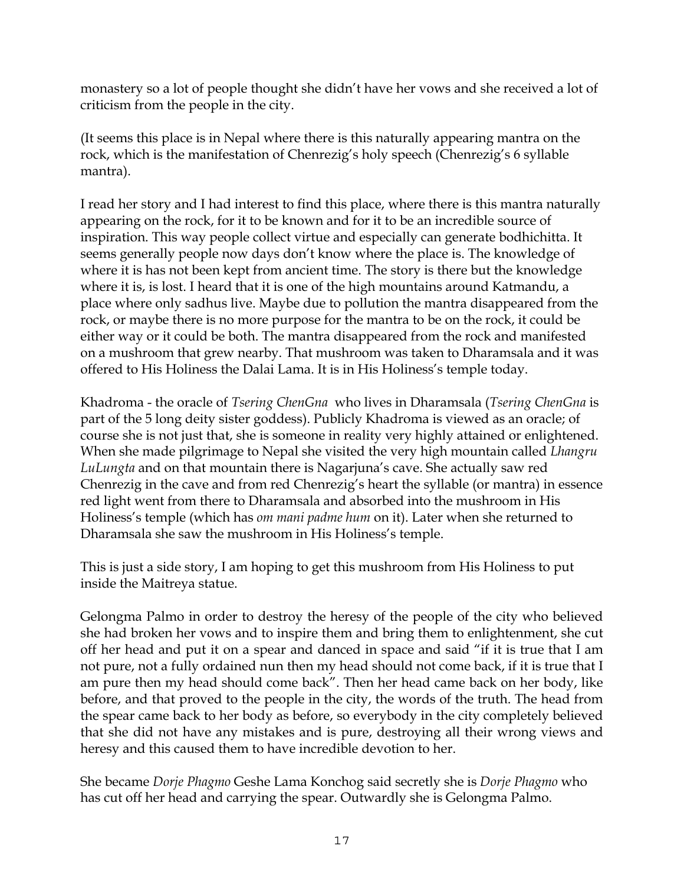monastery so a lot of people thought she didn't have her vows and she received a lot of criticism from the people in the city.

(It seems this place is in Nepal where there is this naturally appearing mantra on the rock, which is the manifestation of Chenrezig's holy speech (Chenrezig's 6 syllable mantra).

I read her story and I had interest to find this place, where there is this mantra naturally appearing on the rock, for it to be known and for it to be an incredible source of inspiration. This way people collect virtue and especially can generate bodhichitta. It seems generally people now days don't know where the place is. The knowledge of where it is has not been kept from ancient time. The story is there but the knowledge where it is, is lost. I heard that it is one of the high mountains around Katmandu, a place where only sadhus live. Maybe due to pollution the mantra disappeared from the rock, or maybe there is no more purpose for the mantra to be on the rock, it could be either way or it could be both. The mantra disappeared from the rock and manifested on a mushroom that grew nearby. That mushroom was taken to Dharamsala and it was offered to His Holiness the Dalai Lama. It is in His Holiness's temple today.

Khadroma - the oracle of *Tsering ChenGna* who lives in Dharamsala (*Tsering ChenGna* is part of the 5 long deity sister goddess). Publicly Khadroma is viewed as an oracle; of course she is not just that, she is someone in reality very highly attained or enlightened. When she made pilgrimage to Nepal she visited the very high mountain called *Lhangru LuLungta* and on that mountain there is Nagarjuna's cave. She actually saw red Chenrezig in the cave and from red Chenrezig's heart the syllable (or mantra) in essence red light went from there to Dharamsala and absorbed into the mushroom in His Holiness's temple (which has *om mani padme hum* on it). Later when she returned to Dharamsala she saw the mushroom in His Holiness's temple.

This is just a side story, I am hoping to get this mushroom from His Holiness to put inside the Maitreya statue.

Gelongma Palmo in order to destroy the heresy of the people of the city who believed she had broken her vows and to inspire them and bring them to enlightenment, she cut off her head and put it on a spear and danced in space and said "if it is true that I am not pure, not a fully ordained nun then my head should not come back, if it is true that I am pure then my head should come back". Then her head came back on her body, like before, and that proved to the people in the city, the words of the truth. The head from the spear came back to her body as before, so everybody in the city completely believed that she did not have any mistakes and is pure, destroying all their wrong views and heresy and this caused them to have incredible devotion to her.

She became *Dorje Phagmo* Geshe Lama Konchog said secretly she is *Dorje Phagmo* who has cut off her head and carrying the spear. Outwardly she is Gelongma Palmo.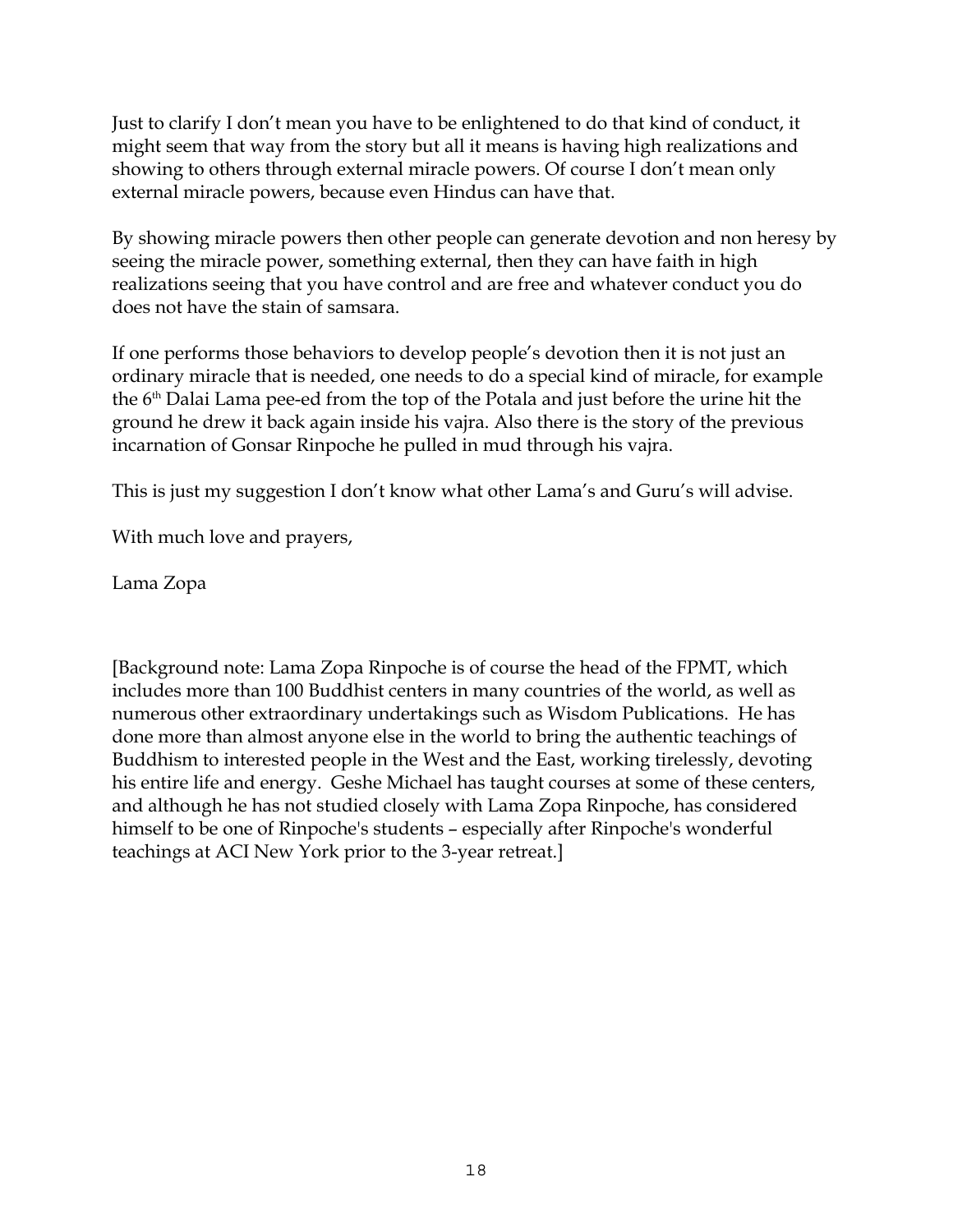Just to clarify I don't mean you have to be enlightened to do that kind of conduct, it might seem that way from the story but all it means is having high realizations and showing to others through external miracle powers. Of course I don't mean only external miracle powers, because even Hindus can have that.

By showing miracle powers then other people can generate devotion and non heresy by seeing the miracle power, something external, then they can have faith in high realizations seeing that you have control and are free and whatever conduct you do does not have the stain of samsara.

If one performs those behaviors to develop people's devotion then it is not just an ordinary miracle that is needed, one needs to do a special kind of miracle, for example the 6th Dalai Lama pee-ed from the top of the Potala and just before the urine hit the ground he drew it back again inside his vajra. Also there is the story of the previous incarnation of Gonsar Rinpoche he pulled in mud through his vajra.

This is just my suggestion I don't know what other Lama's and Guru's will advise.

With much love and prayers,

Lama Zopa

[Background note: Lama Zopa Rinpoche is of course the head of the FPMT, which includes more than 100 Buddhist centers in many countries of the world, as well as numerous other extraordinary undertakings such as Wisdom Publications. He has done more than almost anyone else in the world to bring the authentic teachings of Buddhism to interested people in the West and the East, working tirelessly, devoting his entire life and energy. Geshe Michael has taught courses at some of these centers, and although he has not studied closely with Lama Zopa Rinpoche, has considered himself to be one of Rinpoche's students – especially after Rinpoche's wonderful teachings at ACI New York prior to the 3-year retreat.]